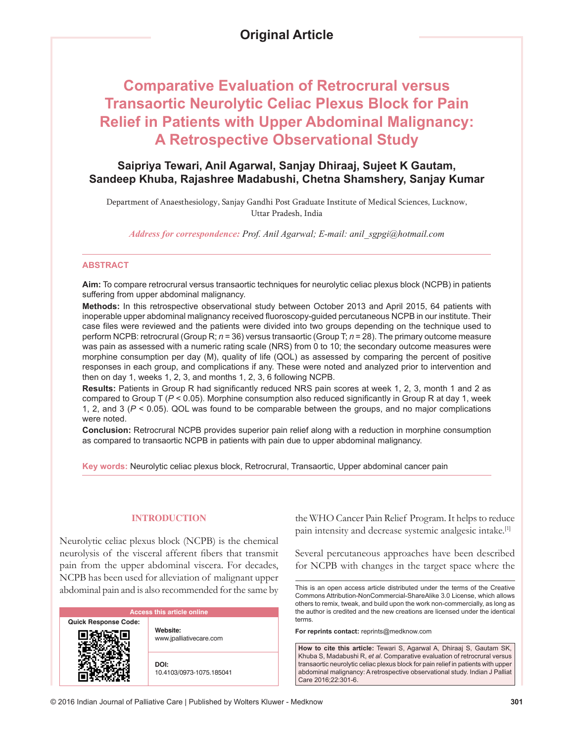Original Article

# Comparative Evaluation of Retrocrural versus Transaortic Neurolytic Celiac Plexus Block for Pain Relief in Patients with Upper Abdominal Malignancy: A Retrospective Observational Study

**Saipriya Tewari, Anil Agarwal, Sanjay Dhiraaj, Sujeet K Gautam, Sandeep Khuba, Rajashree Madabushi, Chetna Shamshery, Sanjay Kumar**

Department of Anaesthesiology, Sanjay Gandhi Post Graduate Institute of Medical Sciences, Lucknow, Uttar Pradesh, India

*Address for correspondence: Prof. Anil Agarwal; E-mail: anil_sgpgi@hotmail.com*

## ABSTRACT

**Aim:** To compare retrocrural versus transaortic techniques for neurolytic celiac plexus block (NCPB) in patients suffering from upper abdominal malignancy.

**Methods:** In this retrospective observational study between October 2013 and April 2015, 64 patients with inoperable upper abdominal malignancy received fluoroscopy-guided percutaneous NCPB in our institute. Their case files were reviewed and the patients were divided into two groups depending on the technique used to perform NCPB: retrocrural (Group R; *n* = 36) versus transaortic (Group T; *n* = 28). The primary outcome measure was pain as assessed with a numeric rating scale (NRS) from 0 to 10; the secondary outcome measures were morphine consumption per day (M), quality of life (QOL) as assessed by comparing the percent of positive responses in each group, and complications if any. These were noted and analyzed prior to intervention and then on day 1, weeks 1, 2, 3, and months 1, 2, 3, 6 following NCPB.

**Results:** Patients in Group R had significantly reduced NRS pain scores at week 1, 2, 3, month 1 and 2 as compared to Group T ($P < 0.05$). Morphine consumption also reduced significantly in Group R at day 1, week 1, 2, and 3 ($P < 0.05$). QOL was found to be comparable between the groups, and no major complications were noted.

**Conclusion:** Retrocrural NCPB provides superior pain relief along with a reduction in morphine consumption as compared to transaortic NCPB in patients with pain due to upper abdominal malignancy.

**Key words:** Neurolytic celiac plexus block, Retrocrural, Transaortic, Upper abdominal cancer pain

## INTRODUCTION

Neurolytic celiac plexus block (NCPB) is the chemical neurolysis of the visceral afferent fibers that transmit pain from the upper abdominal viscera. For decades, NCPB has been used for alleviation of malignant upper abdominal pain and is also recommended for the same by the WHO Cancer Pain Relief Program. It helps to reduce pain intensity and decrease systemic analgesic intake.[1]

Several percutaneous approaches have been described for NCPB with changes in the target space where the

| Access this article online | |
|---|---|
| Quick Response Code: | **Website:** www.jpalliativecare.com |
| | **DOI:** 10.4103/0973-1075.185041 |

This is an open access article distributed under the terms of the Creative Commons Attribution-NonCommercial-ShareAlike 3.0 License, which allows others to remix, tweak, and build upon the work non-commercially, as long as the author is credited and the new creations are licensed under the identical terms.

**For reprints contact:** reprints@medknow.com

**How to cite this article:** Tewari S, Agarwal A, Dhiraaj S, Gautam SK, Khuba S, Madabushi R, *et al*. Comparative evaluation of retrocrural versus transaortic neurolytic celiac plexus block for pain relief in patients with upper abdominal malignancy: A retrospective observational study. Indian J Palliat Care 2016;22:301-6.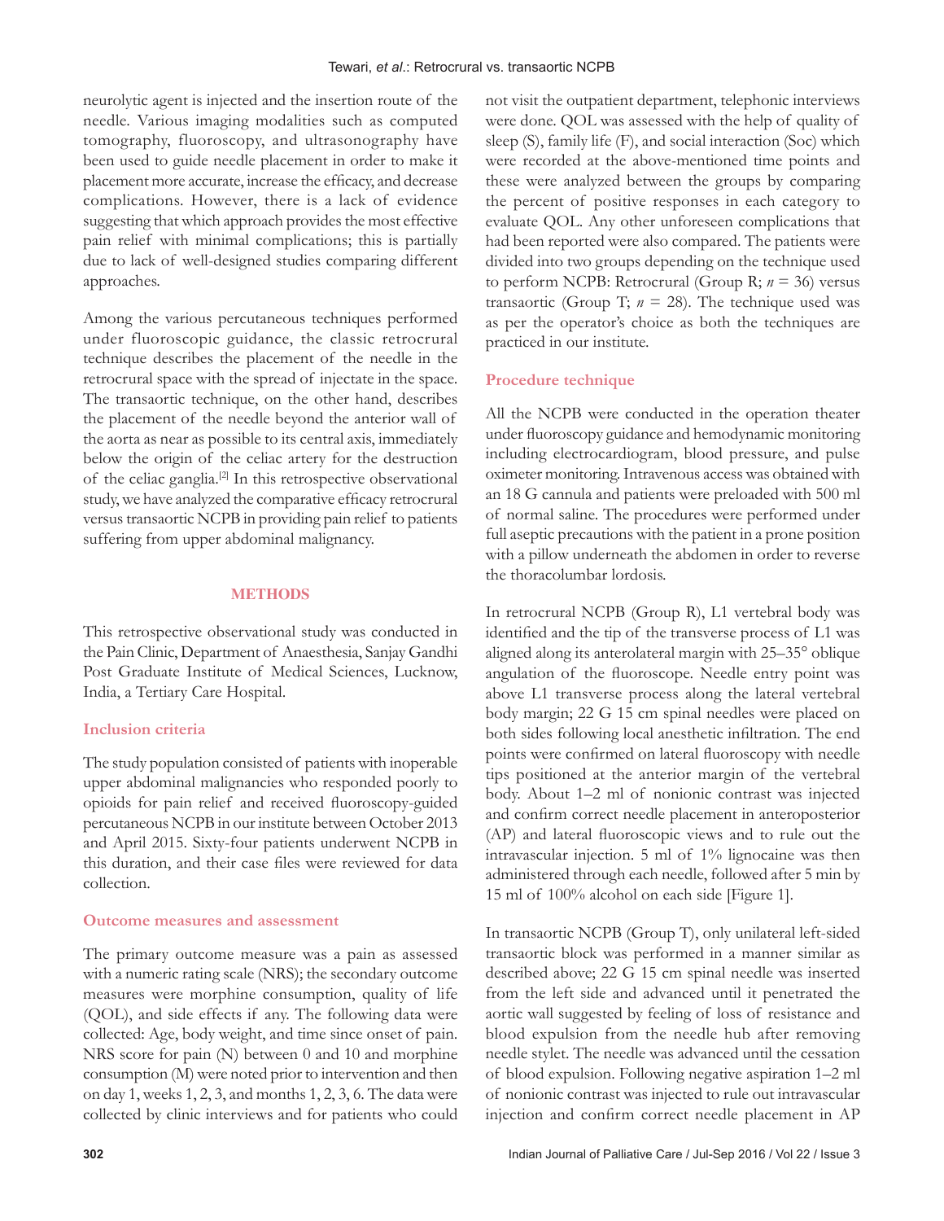neurolytic agent is injected and the insertion route of the needle. Various imaging modalities such as computed tomography, fluoroscopy, and ultrasonography have been used to guide needle placement in order to make it placement more accurate, increase the efficacy, and decrease complications. However, there is a lack of evidence suggesting that which approach provides the most effective pain relief with minimal complications; this is partially due to lack of well-designed studies comparing different approaches.

Among the various percutaneous techniques performed under fluoroscopic guidance, the classic retrocrural technique describes the placement of the needle in the retrocrural space with the spread of injectate in the space. The transaortic technique, on the other hand, describes the placement of the needle beyond the anterior wall of the aorta as near as possible to its central axis, immediately below the origin of the celiac artery for the destruction of the celiac ganglia.[2] In this retrospective observational study, we have analyzed the comparative efficacy retrocrural versus transaortic NCPB in providing pain relief to patients suffering from upper abdominal malignancy.

## METHODS

This retrospective observational study was conducted in the Pain Clinic, Department of Anaesthesia, Sanjay Gandhi Post Graduate Institute of Medical Sciences, Lucknow, India, a Tertiary Care Hospital.

### Inclusion criteria

The study population consisted of patients with inoperable upper abdominal malignancies who responded poorly to opioids for pain relief and received fluoroscopy-guided percutaneous NCPB in our institute between October 2013 and April 2015. Sixty-four patients underwent NCPB in this duration, and their case files were reviewed for data collection.

### Outcome measures and assessment

The primary outcome measure was a pain as assessed with a numeric rating scale (NRS); the secondary outcome measures were morphine consumption, quality of life (QOL), and side effects if any. The following data were collected: Age, body weight, and time since onset of pain. NRS score for pain (N) between 0 and 10 and morphine consumption (M) were noted prior to intervention and then on day 1, weeks 1, 2, 3, and months 1, 2, 3, 6. The data were collected by clinic interviews and for patients who could not visit the outpatient department, telephonic interviews were done. QOL was assessed with the help of quality of sleep (S), family life (F), and social interaction (Soc) which were recorded at the above-mentioned time points and these were analyzed between the groups by comparing the percent of positive responses in each category to evaluate QOL. Any other unforeseen complications that had been reported were also compared. The patients were divided into two groups depending on the technique used to perform NCPB: Retrocrural (Group R; $n$ = 36) versus transaortic (Group T; $n$ = 28). The technique used was as per the operator's choice as both the techniques are practiced in our institute.

### Procedure technique

All the NCPB were conducted in the operation theater under fluoroscopy guidance and hemodynamic monitoring including electrocardiogram, blood pressure, and pulse oximeter monitoring. Intravenous access was obtained with an 18 G cannula and patients were preloaded with 500 ml of normal saline. The procedures were performed under full aseptic precautions with the patient in a prone position with a pillow underneath the abdomen in order to reverse the thoracolumbar lordosis.

In retrocrural NCPB (Group R), L1 vertebral body was identified and the tip of the transverse process of L1 was aligned along its anterolateral margin with 25–35° oblique angulation of the fluoroscope. Needle entry point was above L1 transverse process along the lateral vertebral body margin; 22 G 15 cm spinal needles were placed on both sides following local anesthetic infiltration. The end points were confirmed on lateral fluoroscopy with needle tips positioned at the anterior margin of the vertebral body. About 1–2 ml of nonionic contrast was injected and confirm correct needle placement in anteroposterior (AP) and lateral fluoroscopic views and to rule out the intravascular injection. 5 ml of 1% lignocaine was then administered through each needle, followed after 5 min by 15 ml of 100% alcohol on each side [Figure 1].

In transaortic NCPB (Group T), only unilateral left-sided transaortic block was performed in a manner similar as described above; 22 G 15 cm spinal needle was inserted from the left side and advanced until it penetrated the aortic wall suggested by feeling of loss of resistance and blood expulsion from the needle hub after removing needle stylet. The needle was advanced until the cessation of blood expulsion. Following negative aspiration 1–2 ml of nonionic contrast was injected to rule out intravascular injection and confirm correct needle placement in AP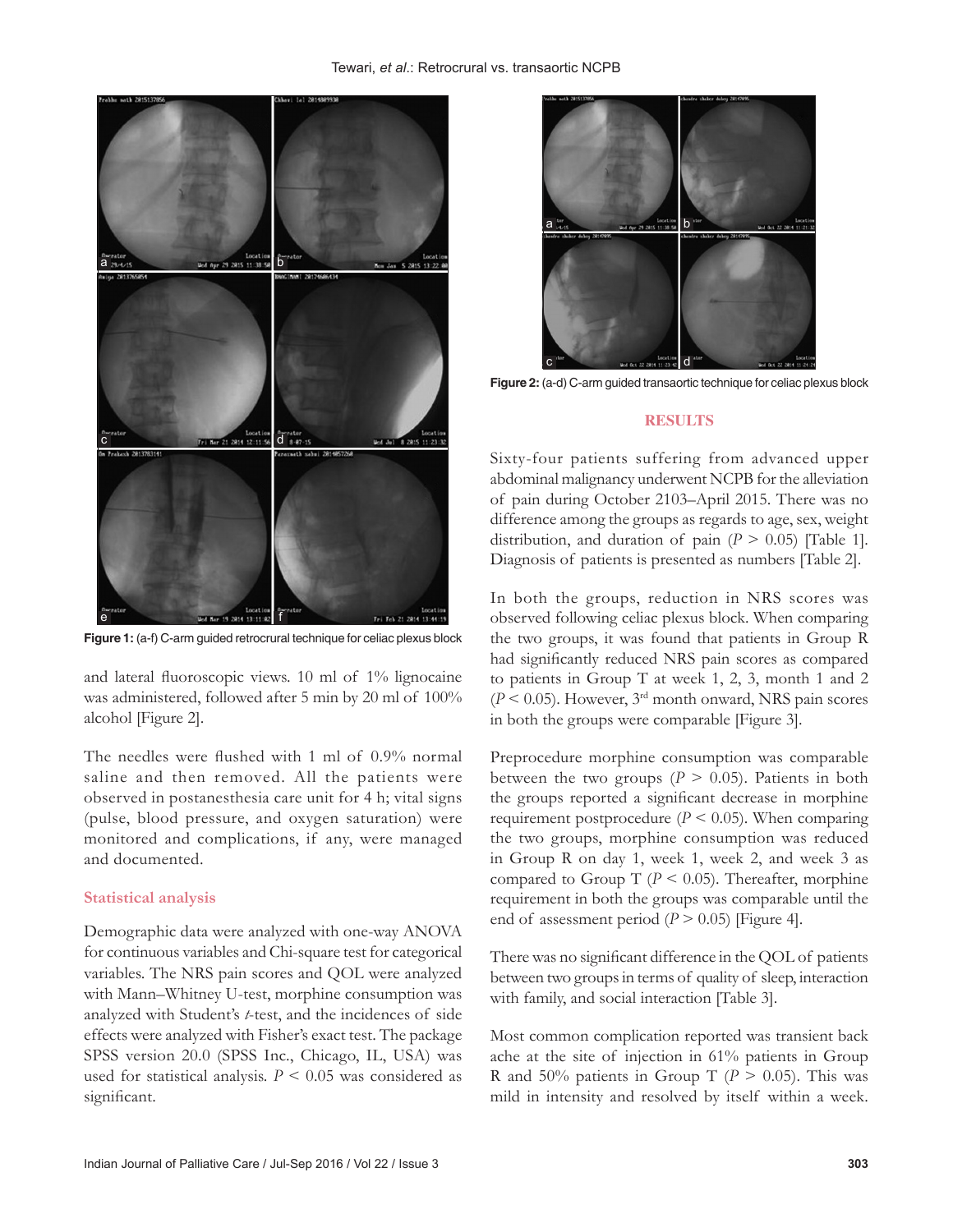Figure 1: (a-f) C-arm guided retrocrural technique for celiac plexus block

and lateral fluoroscopic views. 10 ml of 1% lignocaine was administered, followed after 5 min by 20 ml of 100% alcohol [Figure 2].

The needles were flushed with 1 ml of 0.9% normal saline and then removed. All the patients were observed in postanesthesia care unit for 4 h; vital signs (pulse, blood pressure, and oxygen saturation) were monitored and complications, if any, were managed and documented.

## Statistical analysis

Demographic data were analyzed with one-way ANOVA for continuous variables and Chi-square test for categorical variables. The NRS pain scores and QOL were analyzed with Mann–Whitney U-test, morphine consumption was analyzed with Student's *t*-test, and the incidences of side effects were analyzed with Fisher's exact test. The package SPSS version 20.0 (SPSS Inc., Chicago, IL, USA) was used for statistical analysis. $P < 0.05$ was considered as significant.

Figure 2: (a-d) C-arm guided transaortic technique for celiac plexus block

## RESULTS

Sixty-four patients suffering from advanced upper abdominal malignancy underwent NCPB for the alleviation of pain during October 2103–April 2015. There was no difference among the groups as regards to age, sex, weight distribution, and duration of pain ($P > 0.05$) [Table 1]. Diagnosis of patients is presented as numbers [Table 2].

In both the groups, reduction in NRS scores was observed following celiac plexus block. When comparing the two groups, it was found that patients in Group R had significantly reduced NRS pain scores as compared to patients in Group T at week 1, 2, 3, month 1 and 2 ($P < 0.05$). However, 3rd month onward, NRS pain scores in both the groups were comparable [Figure 3].

Preprocedure morphine consumption was comparable between the two groups ($P > 0.05$). Patients in both the groups reported a significant decrease in morphine requirement postprocedure ($P < 0.05$). When comparing the two groups, morphine consumption was reduced in Group R on day 1, week 1, week 2, and week 3 as compared to Group T ($P < 0.05$). Thereafter, morphine requirement in both the groups was comparable until the end of assessment period ($P > 0.05$) [Figure 4].

There was no significant difference in the QOL of patients between two groups in terms of quality of sleep, interaction with family, and social interaction [Table 3].

Most common complication reported was transient back ache at the site of injection in 61% patients in Group R and 50% patients in Group T ($P > 0.05$). This was mild in intensity and resolved by itself within a week.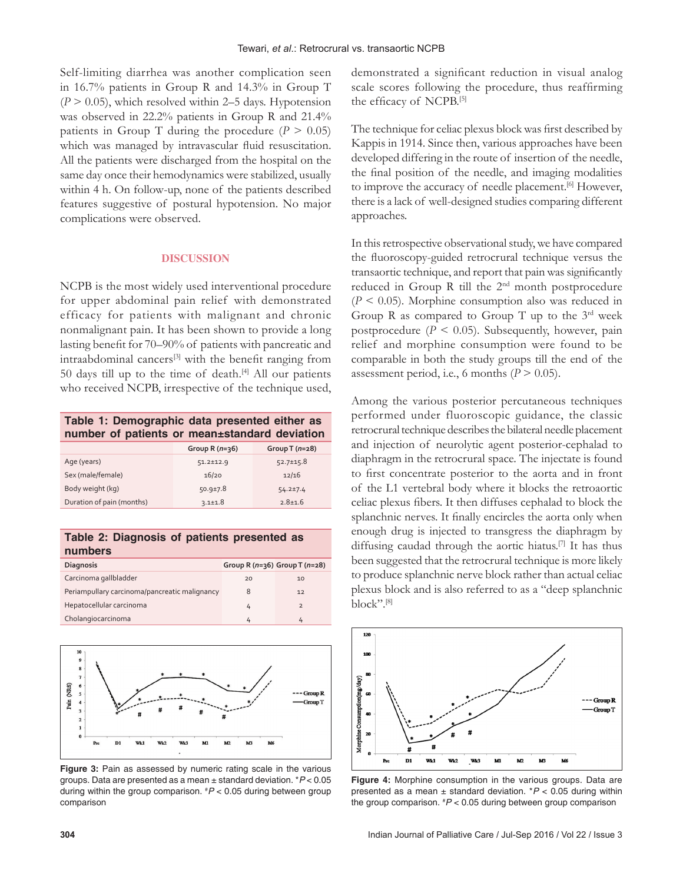Self-limiting diarrhea was another complication seen in 16.7% patients in Group R and 14.3% in Group T ($P > 0.05$), which resolved within 2–5 days. Hypotension was observed in 22.2% patients in Group R and 21.4% patients in Group T during the procedure ($P > 0.05$) which was managed by intravascular fluid resuscitation. All the patients were discharged from the hospital on the same day once their hemodynamics were stabilized, usually within 4 h. On follow-up, none of the patients described features suggestive of postural hypotension. No major complications were observed.

## DISCUSSION

NCPB is the most widely used interventional procedure for upper abdominal pain relief with demonstrated efficacy for patients with malignant and chronic nonmalignant pain. It has been shown to provide a long lasting benefit for 70–90% of patients with pancreatic and intraabdominal cancers[3] with the benefit ranging from 50 days till up to the time of death.[4] All our patients who received NCPB, irrespective of the technique used, demonstrated a significant reduction in visual analog scale scores following the procedure, thus reaffirming the efficacy of NCPB.[5]

**Table 1: Demographic data presented either as number of patients or mean±standard deviation**

| | Group R (*n*=36) | Group T (*n*=28) |
|---|---|---|
| Age (years) | 51.2±12.9 | 52.7±15.8 |
| Sex (male/female) | 16/20 | 12/16 |
| Body weight (kg) | 50.9±7.8 | 54.2±7.4 |
| Duration of pain (months) | 3.1±1.8 | 2.8±1.6 |

**Table 2: Diagnosis of patients presented as numbers**

| Diagnosis | Group R (*n*=36) | Group T (*n*=28) |
|---|---|---|
| Carcinoma gallbladder | 20 | 10 |
| Periampullary carcinoma/pancreatic malignancy | 8 | 12 |
| Hepatocellular carcinoma | 4 | 2 |
| Cholangiocarcinoma | 4 | 4 |

**Figure 3:** Pain as assessed by numeric rating scale in the various groups. Data are presented as a mean ± standard deviation. $^{*}P < 0.05$ during within the group comparison. $^{\#}P < 0.05$ during between group comparison

The technique for celiac plexus block was first described by Kappis in 1914. Since then, various approaches have been developed differing in the route of insertion of the needle, the final position of the needle, and imaging modalities to improve the accuracy of needle placement.[6] However, there is a lack of well-designed studies comparing different approaches.

In this retrospective observational study, we have compared the fluoroscopy-guided retrocrural technique versus the transaortic technique, and report that pain was significantly reduced in Group R till the 2nd month postprocedure ($P < 0.05$). Morphine consumption also was reduced in Group R as compared to Group T up to the 3rd week postprocedure ($P < 0.05$). Subsequently, however, pain relief and morphine consumption were found to be comparable in both the study groups till the end of the assessment period, i.e., 6 months ($P > 0.05$).

Among the various posterior percutaneous techniques performed under fluoroscopic guidance, the classic retrocrural technique describes the bilateral needle placement and injection of neurolytic agent posterior-cephalad to diaphragm in the retrocrural space. The injectate is found to first concentrate posterior to the aorta and in front of the L1 vertebral body where it blocks the retroaortic celiac plexus fibers. It then diffuses cephalad to block the splanchnic nerves. It finally encircles the aorta only when enough drug is injected to transgress the diaphragm by diffusing caudad through the aortic hiatus.[7] It has thus been suggested that the retrocrural technique is more likely to produce splanchnic nerve block rather than actual celiac plexus block and is also referred to as a "deep splanchnic block".[8]

**Figure 4:** Morphine consumption in the various groups. Data are presented as a mean ± standard deviation. $^{*}P < 0.05$ during within the group comparison. $^{\#}P < 0.05$ during between group comparison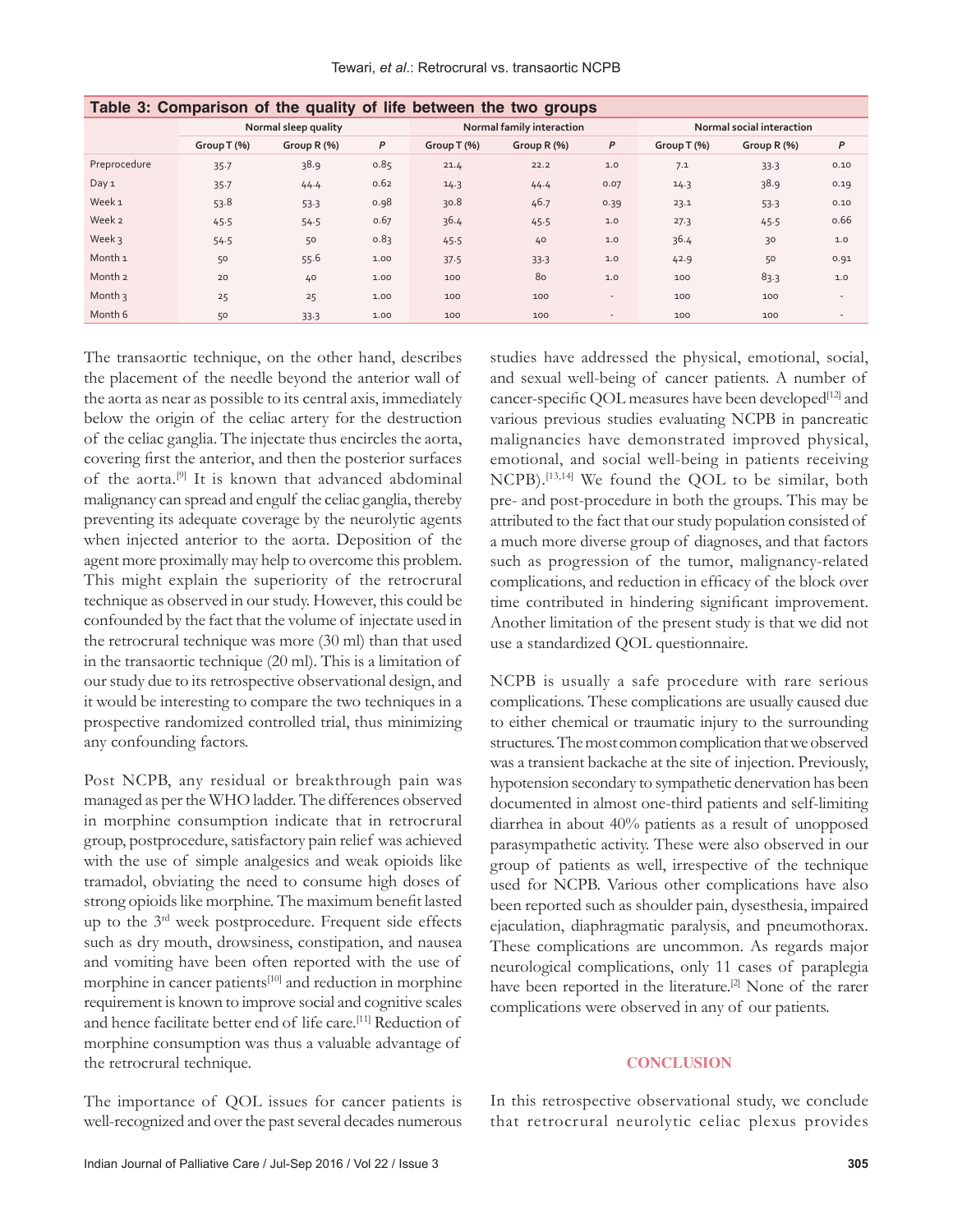**Table 3: Comparison of the quality of life between the two groups**

| | Normal sleep quality | | | Normal family interaction | | | Normal social interaction | | |
|---|---|---|---|---|---|---|---|---|---|
| | Group T (%) | Group R (%) | *P* | Group T (%) | Group R (%) | *P* | Group T (%) | Group R (%) | *P* |
| Preprocedure | 35.7 | 38.9 | 0.85 | 21.4 | 22.2 | 1.0 | 7.1 | 33.3 | 0.10 |
| Day 1 | 35.7 | 44.4 | 0.62 | 14.3 | 44.4 | 0.07 | 14.3 | 38.9 | 0.19 |
| Week 1 | 53.8 | 53.3 | 0.98 | 30.8 | 46.7 | 0.39 | 23.1 | 53.3 | 0.10 |
| Week 2 | 45.5 | 54.5 | 0.67 | 36.4 | 45.5 | 1.0 | 27.3 | 45.5 | 0.66 |
| Week 3 | 54.5 | 50 | 0.83 | 45.5 | 40 | 1.0 | 36.4 | 30 | 1.0 |
| Month 1 | 50 | 55.6 | 1.00 | 37.5 | 33.3 | 1.0 | 42.9 | 50 | 0.91 |
| Month 2 | 20 | 40 | 1.00 | 100 | 80 | 1.0 | 100 | 83.3 | 1.0 |
| Month 3 | 25 | 25 | 1.00 | 100 | 100 | - | 100 | 100 | - |
| Month 6 | 50 | 33.3 | 1.00 | 100 | 100 | - | 100 | 100 | - |

The transaortic technique, on the other hand, describes the placement of the needle beyond the anterior wall of the aorta as near as possible to its central axis, immediately below the origin of the celiac artery for the destruction of the celiac ganglia. The injectate thus encircles the aorta, covering first the anterior, and then the posterior surfaces of the aorta.[9] It is known that advanced abdominal malignancy can spread and engulf the celiac ganglia, thereby preventing its adequate coverage by the neurolytic agents when injected anterior to the aorta. Deposition of the agent more proximally may help to overcome this problem. This might explain the superiority of the retrocrural technique as observed in our study. However, this could be confounded by the fact that the volume of injectate used in the retrocrural technique was more (30 ml) than that used in the transaortic technique (20 ml). This is a limitation of our study due to its retrospective observational design, and it would be interesting to compare the two techniques in a prospective randomized controlled trial, thus minimizing any confounding factors.

Post NCPB, any residual or breakthrough pain was managed as per the WHO ladder. The differences observed in morphine consumption indicate that in retrocrural group, postprocedure, satisfactory pain relief was achieved with the use of simple analgesics and weak opioids like tramadol, obviating the need to consume high doses of strong opioids like morphine. The maximum benefit lasted up to the 3rd week postprocedure. Frequent side effects such as dry mouth, drowsiness, constipation, and nausea and vomiting have been often reported with the use of morphine in cancer patients[10] and reduction in morphine requirement is known to improve social and cognitive scales and hence facilitate better end of life care.[11] Reduction of morphine consumption was thus a valuable advantage of the retrocrural technique.

The importance of QOL issues for cancer patients is well-recognized and over the past several decades numerous studies have addressed the physical, emotional, social, and sexual well-being of cancer patients. A number of cancer-specific QOL measures have been developed[12] and various previous studies evaluating NCPB in pancreatic malignancies have demonstrated improved physical, emotional, and social well-being in patients receiving NCPB).[13,14] We found the QOL to be similar, both pre- and post-procedure in both the groups. This may be attributed to the fact that our study population consisted of a much more diverse group of diagnoses, and that factors such as progression of the tumor, malignancy-related complications, and reduction in efficacy of the block over time contributed in hindering significant improvement. Another limitation of the present study is that we did not use a standardized QOL questionnaire.

NCPB is usually a safe procedure with rare serious complications. These complications are usually caused due to either chemical or traumatic injury to the surrounding structures. The most common complication that we observed was a transient backache at the site of injection. Previously, hypotension secondary to sympathetic denervation has been documented in almost one-third patients and self-limiting diarrhea in about 40% patients as a result of unopposed parasympathetic activity. These were also observed in our group of patients as well, irrespective of the technique used for NCPB. Various other complications have also been reported such as shoulder pain, dysesthesia, impaired ejaculation, diaphragmatic paralysis, and pneumothorax. These complications are uncommon. As regards major neurological complications, only 11 cases of paraplegia have been reported in the literature.[2] None of the rarer complications were observed in any of our patients.

## CONCLUSION

In this retrospective observational study, we conclude that retrocrural neurolytic celiac plexus provides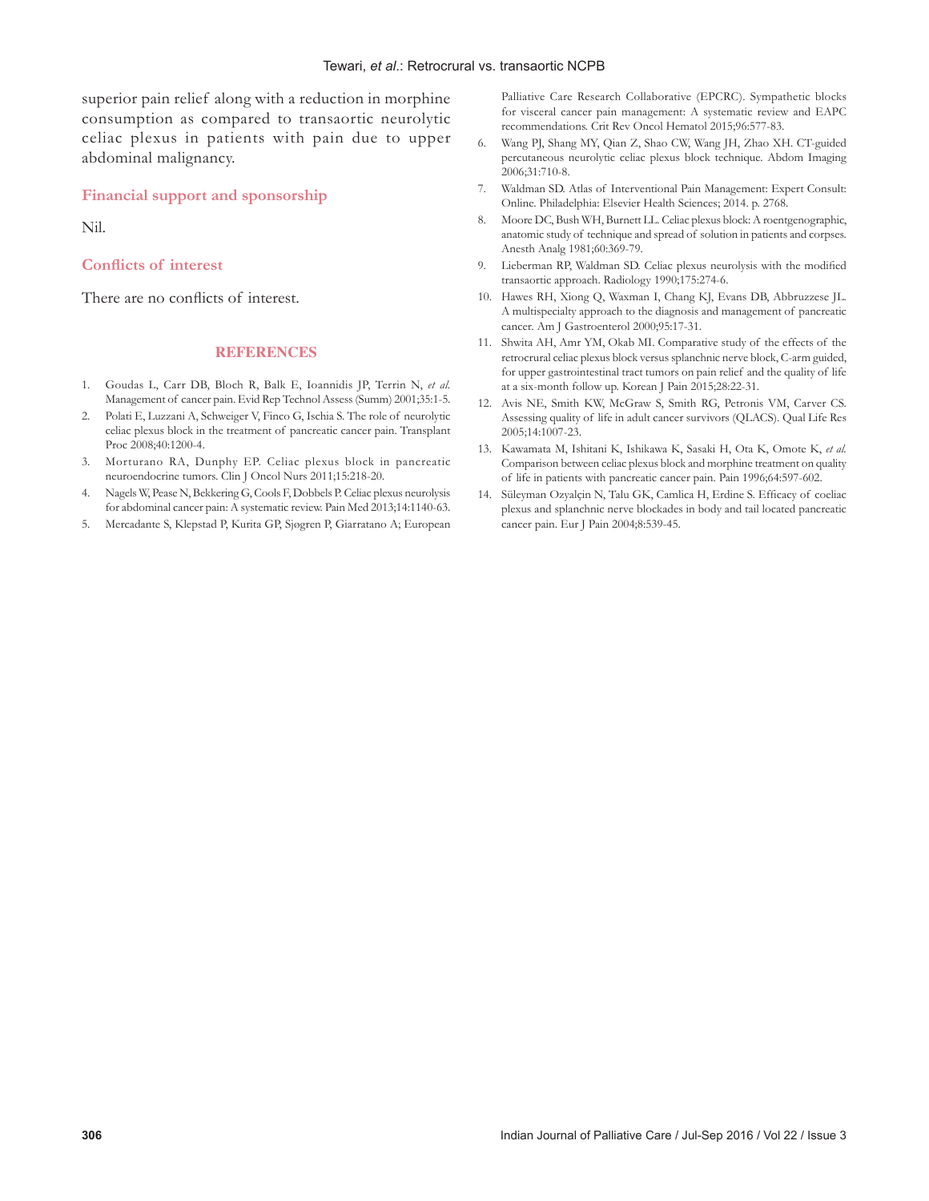superior pain relief along with a reduction in morphine consumption as compared to transaortic neurolytic celiac plexus in patients with pain due to upper abdominal malignancy.

### Financial support and sponsorship

Nil.

### Conflicts of interest

There are no conflicts of interest.

## REFERENCES

1. Goudas L, Carr DB, Bloch R, Balk E, Ioannidis JP, Terrin N, *et al*. Management of cancer pain. Evid Rep Technol Assess (Summ) 2001;35:1-5.
2. Polati E, Luzzani A, Schweiger V, Finco G, Ischia S. The role of neurolytic celiac plexus block in the treatment of pancreatic cancer pain. Transplant Proc 2008;40:1200-4.
3. Morturano RA, Dunphy EP. Celiac plexus block in pancreatic neuroendocrine tumors. Clin J Oncol Nurs 2011;15:218-20.
4. Nagels W, Pease N, Bekkering G, Cools F, Dobbels P. Celiac plexus neurolysis for abdominal cancer pain: A systematic review. Pain Med 2013;14:1140-63.
5. Mercadante S, Klepstad P, Kurita GP, Sjøgren P, Giarratano A; European Palliative Care Research Collaborative (EPCRC). Sympathetic blocks for visceral cancer pain management: A systematic review and EAPC recommendations. Crit Rev Oncol Hematol 2015;96:577-83.
6. Wang PJ, Shang MY, Qian Z, Shao CW, Wang JH, Zhao XH. CT-guided percutaneous neurolytic celiac plexus block technique. Abdom Imaging 2006;31:710-8.
7. Waldman SD. Atlas of Interventional Pain Management: Expert Consult: Online. Philadelphia: Elsevier Health Sciences; 2014. p. 2768.
8. Moore DC, Bush WH, Burnett LL. Celiac plexus block: A roentgenographic, anatomic study of technique and spread of solution in patients and corpses. Anesth Analg 1981;60:369-79.
9. Lieberman RP, Waldman SD. Celiac plexus neurolysis with the modified transaortic approach. Radiology 1990;175:274-6.
10. Hawes RH, Xiong Q, Waxman I, Chang KJ, Evans DB, Abbruzzese JL. A multispecialty approach to the diagnosis and management of pancreatic cancer. Am J Gastroenterol 2000;95:17-31.
11. Shwita AH, Amr YM, Okab MI. Comparative study of the effects of the retrocrural celiac plexus block versus splanchnic nerve block, C-arm guided, for upper gastrointestinal tract tumors on pain relief and the quality of life at a six-month follow up. Korean J Pain 2015;28:22-31.
12. Avis NE, Smith KW, McGraw S, Smith RG, Petronis VM, Carver CS. Assessing quality of life in adult cancer survivors (QLACS). Qual Life Res 2005;14:1007-23.
13. Kawamata M, Ishitani K, Ishikawa K, Sasaki H, Ota K, Omote K, *et al*. Comparison between celiac plexus block and morphine treatment on quality of life in patients with pancreatic cancer pain. Pain 1996;64:597-602.
14. Süleyman Ozyalçin N, Talu GK, Camlica H, Erdine S. Efficacy of coeliac plexus and splanchnic nerve blockades in body and tail located pancreatic cancer pain. Eur J Pain 2004;8:539-45.